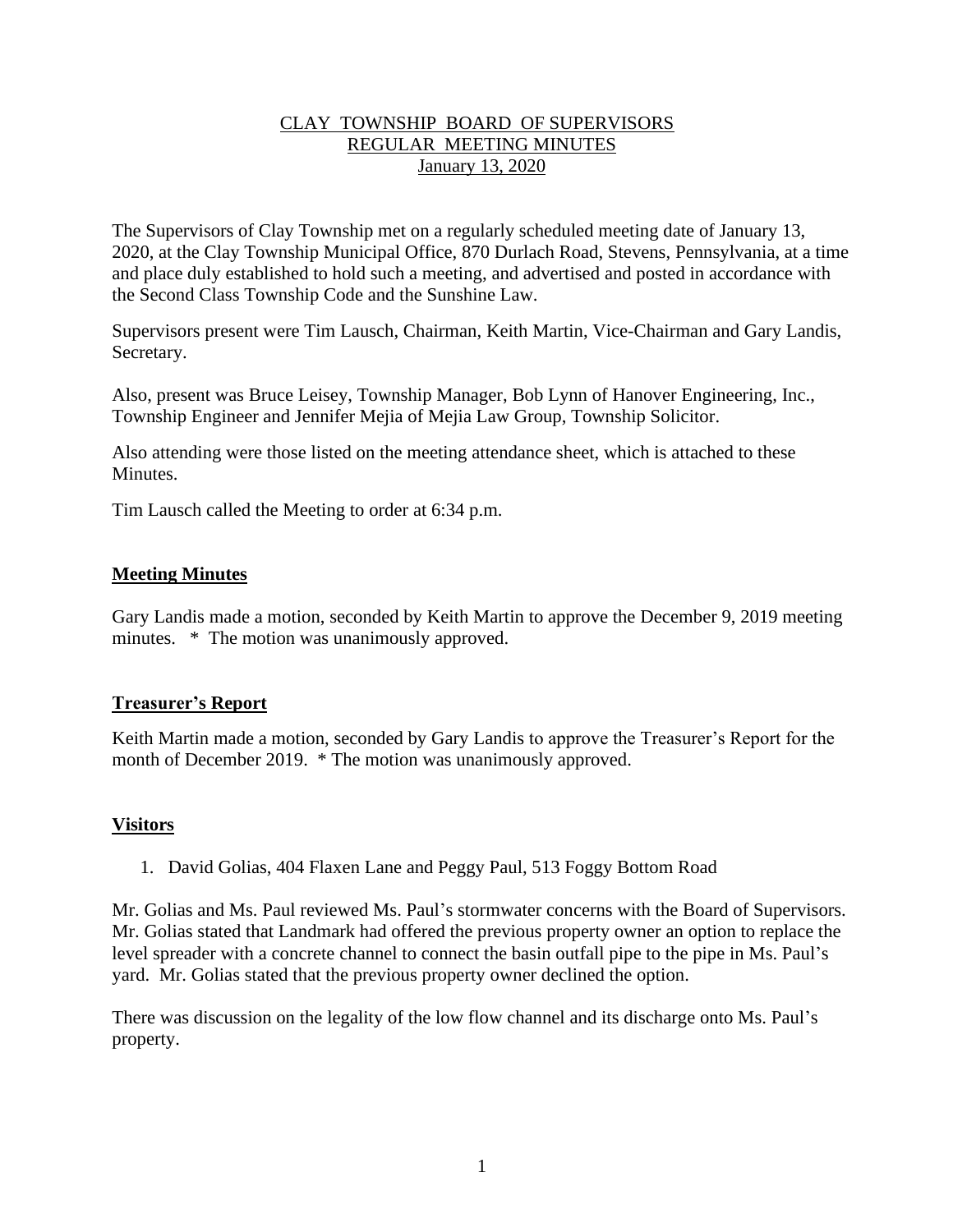CLAY TOWNSHIP BOARD OF SUPERVISORS
REGULAR MEETING MINUTES
January 13, 2020

The Supervisors of Clay Township met on a regularly scheduled meeting date of January 13, 2020, at the Clay Township Municipal Office, 870 Durlach Road, Stevens, Pennsylvania, at a time and place duly established to hold such a meeting, and advertised and posted in accordance with the Second Class Township Code and the Sunshine Law.

Supervisors present were Tim Lausch, Chairman, Keith Martin, Vice-Chairman and Gary Landis, Secretary.

Also, present was Bruce Leisey, Township Manager, Bob Lynn of Hanover Engineering, Inc., Township Engineer and Jennifer Mejia of Mejia Law Group, Township Solicitor.

Also attending were those listed on the meeting attendance sheet, which is attached to these Minutes.

Tim Lausch called the Meeting to order at 6:34 p.m.

## Meeting Minutes

Gary Landis made a motion, seconded by Keith Martin to approve the December 9, 2019 meeting minutes. * The motion was unanimously approved.

## Treasurer's Report

Keith Martin made a motion, seconded by Gary Landis to approve the Treasurer's Report for the month of December 2019. * The motion was unanimously approved.

## Visitors

1. David Golias, 404 Flaxen Lane and Peggy Paul, 513 Foggy Bottom Road

Mr. Golias and Ms. Paul reviewed Ms. Paul's stormwater concerns with the Board of Supervisors. Mr. Golias stated that Landmark had offered the previous property owner an option to replace the level spreader with a concrete channel to connect the basin outfall pipe to the pipe in Ms. Paul's yard. Mr. Golias stated that the previous property owner declined the option.

There was discussion on the legality of the low flow channel and its discharge onto Ms. Paul's property.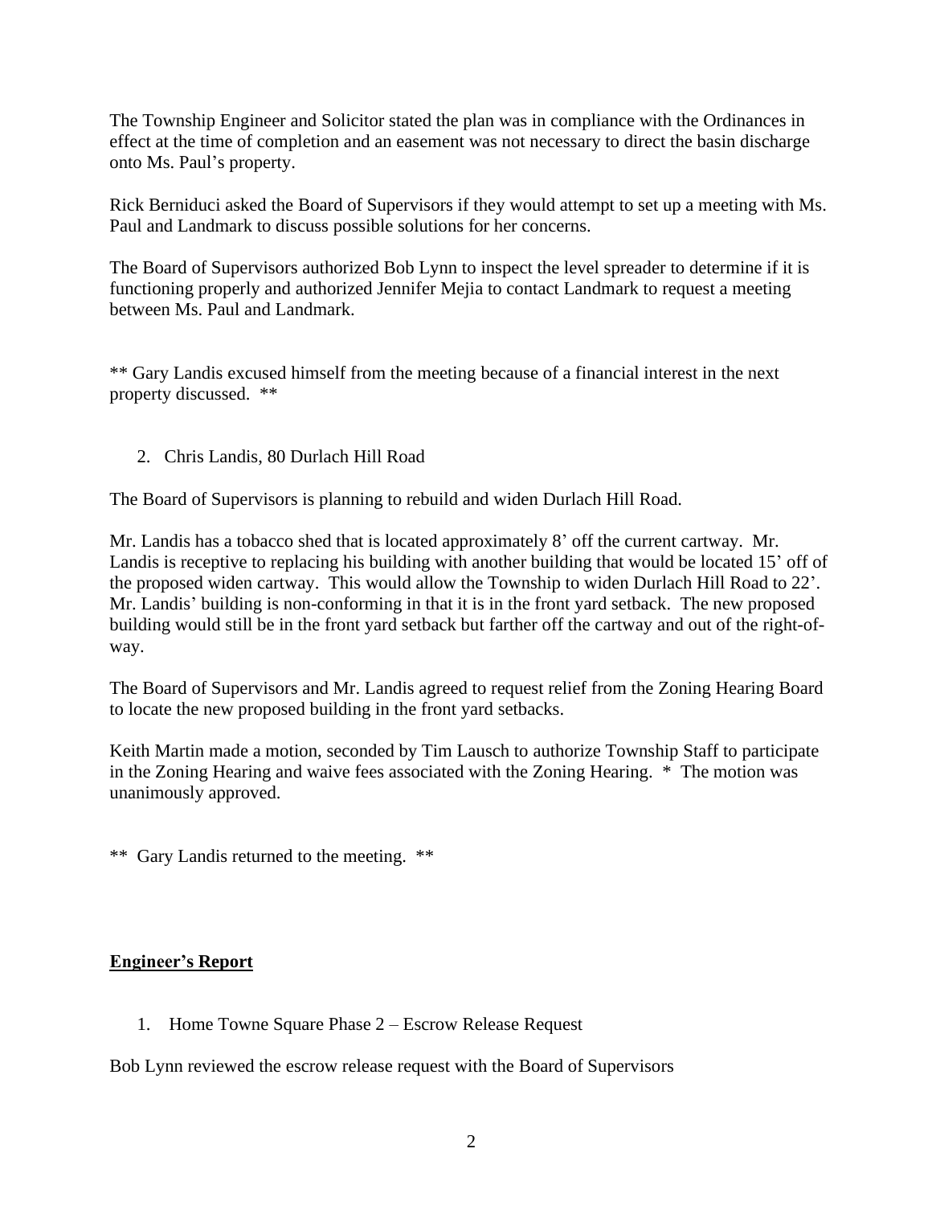The Township Engineer and Solicitor stated the plan was in compliance with the Ordinances in effect at the time of completion and an easement was not necessary to direct the basin discharge onto Ms. Paul's property.

Rick Berniduci asked the Board of Supervisors if they would attempt to set up a meeting with Ms. Paul and Landmark to discuss possible solutions for her concerns.

The Board of Supervisors authorized Bob Lynn to inspect the level spreader to determine if it is functioning properly and authorized Jennifer Mejia to contact Landmark to request a meeting between Ms. Paul and Landmark.

** Gary Landis excused himself from the meeting because of a financial interest in the next property discussed. **

2. Chris Landis, 80 Durlach Hill Road

The Board of Supervisors is planning to rebuild and widen Durlach Hill Road.

Mr. Landis has a tobacco shed that is located approximately 8' off the current cartway. Mr. Landis is receptive to replacing his building with another building that would be located 15' off of the proposed widen cartway. This would allow the Township to widen Durlach Hill Road to 22'. Mr. Landis' building is non-conforming in that it is in the front yard setback. The new proposed building would still be in the front yard setback but farther off the cartway and out of the right-of-way.

The Board of Supervisors and Mr. Landis agreed to request relief from the Zoning Hearing Board to locate the new proposed building in the front yard setbacks.

Keith Martin made a motion, seconded by Tim Lausch to authorize Township Staff to participate in the Zoning Hearing and waive fees associated with the Zoning Hearing. * The motion was unanimously approved.

** Gary Landis returned to the meeting. **

**Engineer's Report**

1. Home Towne Square Phase 2 – Escrow Release Request

Bob Lynn reviewed the escrow release request with the Board of Supervisors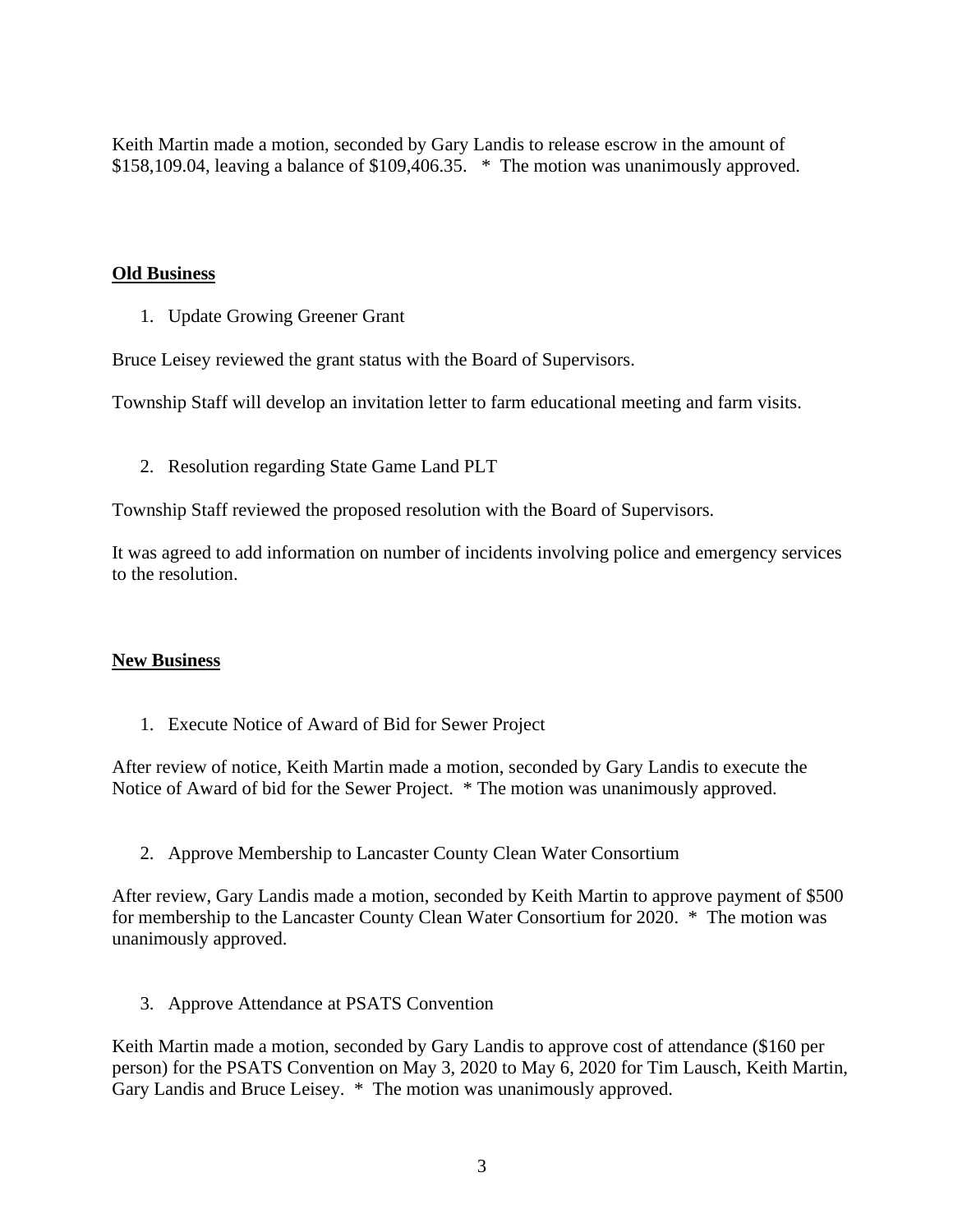Keith Martin made a motion, seconded by Gary Landis to release escrow in the amount of $158,109.04, leaving a balance of $109,406.35.   *  The motion was unanimously approved.

**Old Business**

1. Update Growing Greener Grant

Bruce Leisey reviewed the grant status with the Board of Supervisors.

Township Staff will develop an invitation letter to farm educational meeting and farm visits.

2. Resolution regarding State Game Land PLT

Township Staff reviewed the proposed resolution with the Board of Supervisors.

It was agreed to add information on number of incidents involving police and emergency services to the resolution.

**New Business**

1. Execute Notice of Award of Bid for Sewer Project

After review of notice, Keith Martin made a motion, seconded by Gary Landis to execute the Notice of Award of bid for the Sewer Project.  * The motion was unanimously approved.

2. Approve Membership to Lancaster County Clean Water Consortium

After review, Gary Landis made a motion, seconded by Keith Martin to approve payment of $500 for membership to the Lancaster County Clean Water Consortium for 2020.  *  The motion was unanimously approved.

3. Approve Attendance at PSATS Convention

Keith Martin made a motion, seconded by Gary Landis to approve cost of attendance ($160 per person) for the PSATS Convention on May 3, 2020 to May 6, 2020 for Tim Lausch, Keith Martin, Gary Landis and Bruce Leisey.  *  The motion was unanimously approved.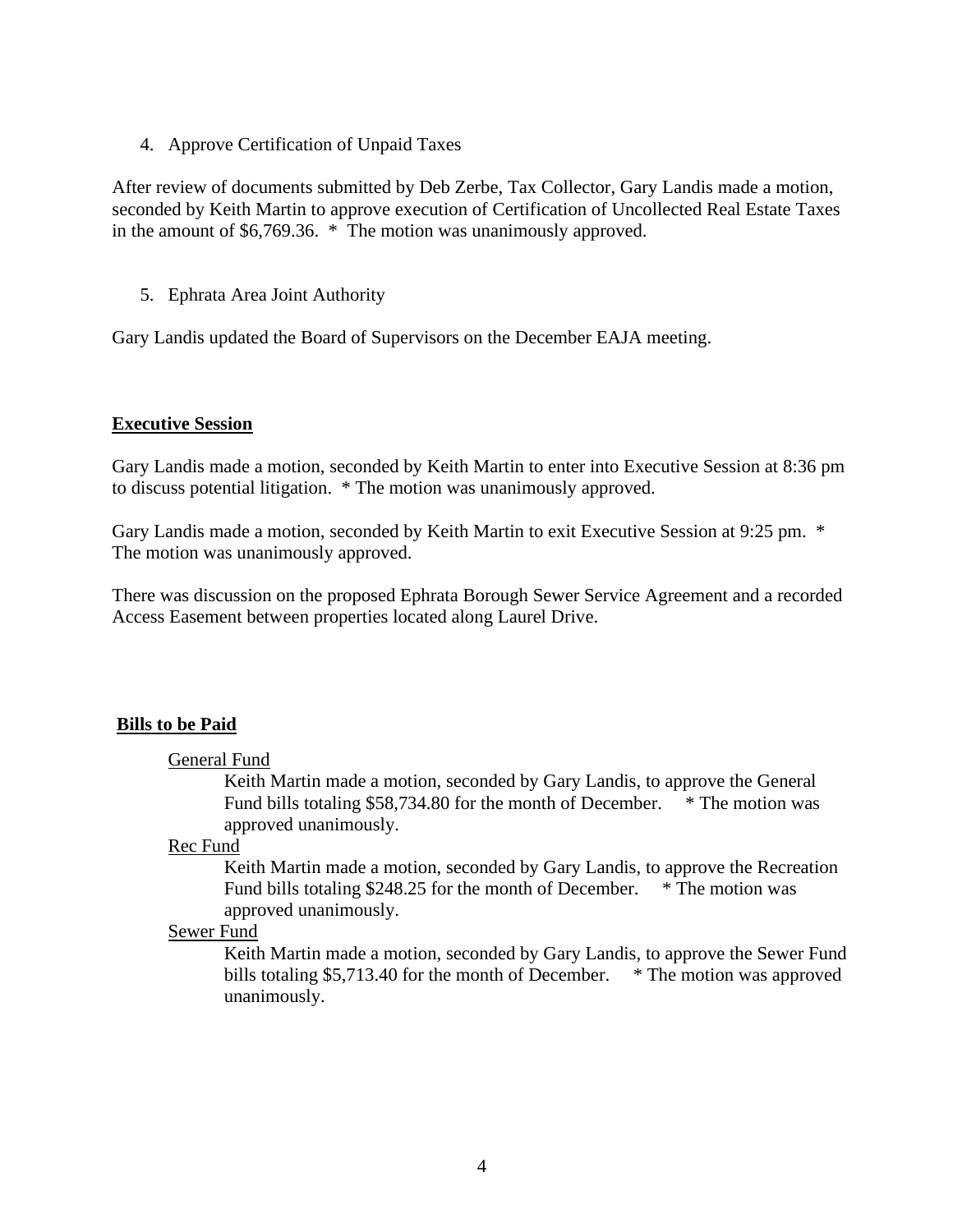4. Approve Certification of Unpaid Taxes

After review of documents submitted by Deb Zerbe, Tax Collector, Gary Landis made a motion, seconded by Keith Martin to approve execution of Certification of Uncollected Real Estate Taxes in the amount of $6,769.36. * The motion was unanimously approved.

5. Ephrata Area Joint Authority

Gary Landis updated the Board of Supervisors on the December EAJA meeting.

**Executive Session**

Gary Landis made a motion, seconded by Keith Martin to enter into Executive Session at 8:36 pm to discuss potential litigation. * The motion was unanimously approved.

Gary Landis made a motion, seconded by Keith Martin to exit Executive Session at 9:25 pm. * The motion was unanimously approved.

There was discussion on the proposed Ephrata Borough Sewer Service Agreement and a recorded Access Easement between properties located along Laurel Drive.

**Bills to be Paid**

General Fund

Keith Martin made a motion, seconded by Gary Landis, to approve the General Fund bills totaling $58,734.80 for the month of December. * The motion was approved unanimously.

Rec Fund

Keith Martin made a motion, seconded by Gary Landis, to approve the Recreation Fund bills totaling $248.25 for the month of December. * The motion was approved unanimously.

Sewer Fund

Keith Martin made a motion, seconded by Gary Landis, to approve the Sewer Fund bills totaling $5,713.40 for the month of December. * The motion was approved unanimously.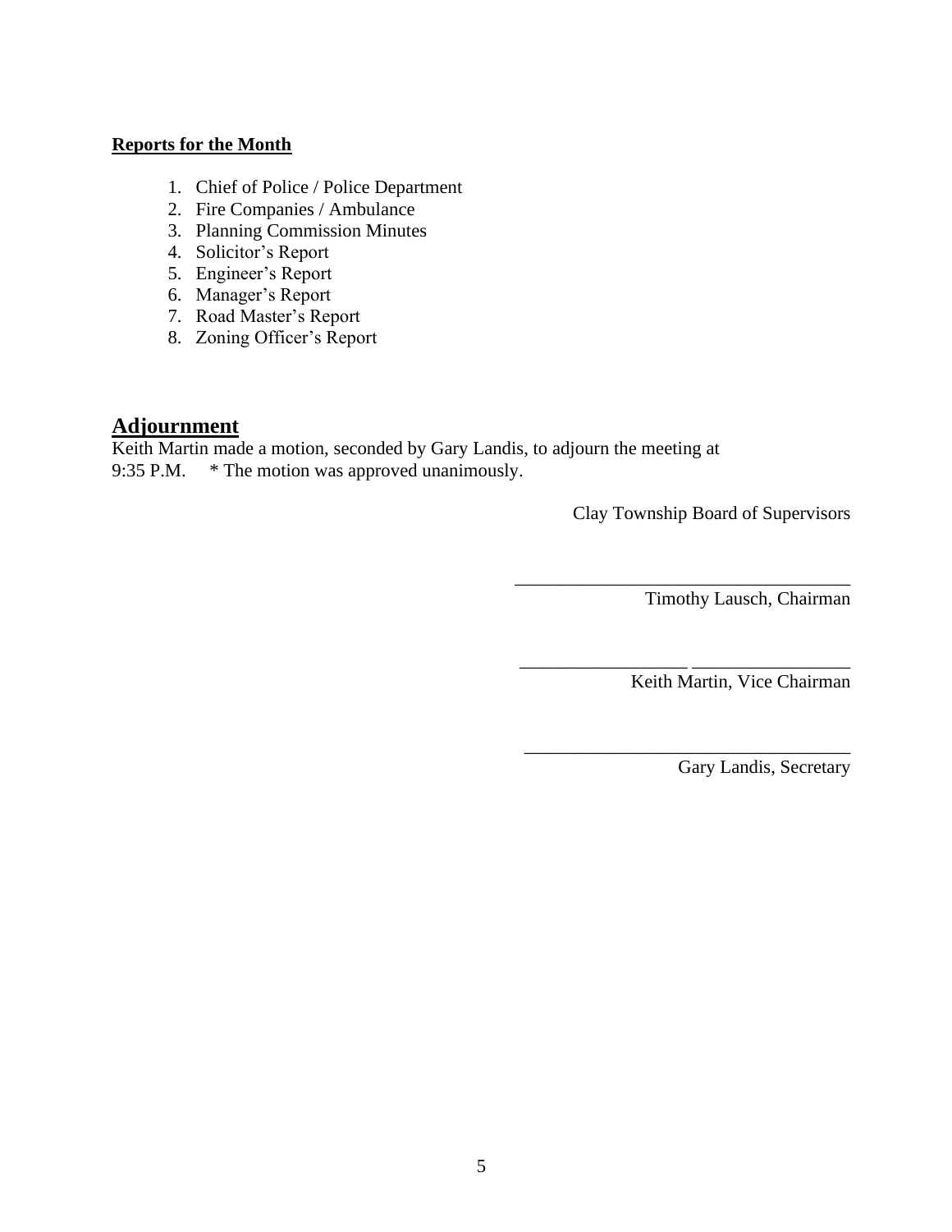**Reports for the Month**

1. Chief of Police / Police Department
2. Fire Companies / Ambulance
3. Planning Commission Minutes
4. Solicitor's Report
5. Engineer's Report
6. Manager's Report
7. Road Master's Report
8. Zoning Officer's Report

## Adjournment

Keith Martin made a motion, seconded by Gary Landis, to adjourn the meeting at 9:35 P.M. * The motion was approved unanimously.

Clay Township Board of Supervisors

_________________________________
Timothy Lausch, Chairman

_________________________________
Keith Martin, Vice Chairman

_________________________________
Gary Landis, Secretary